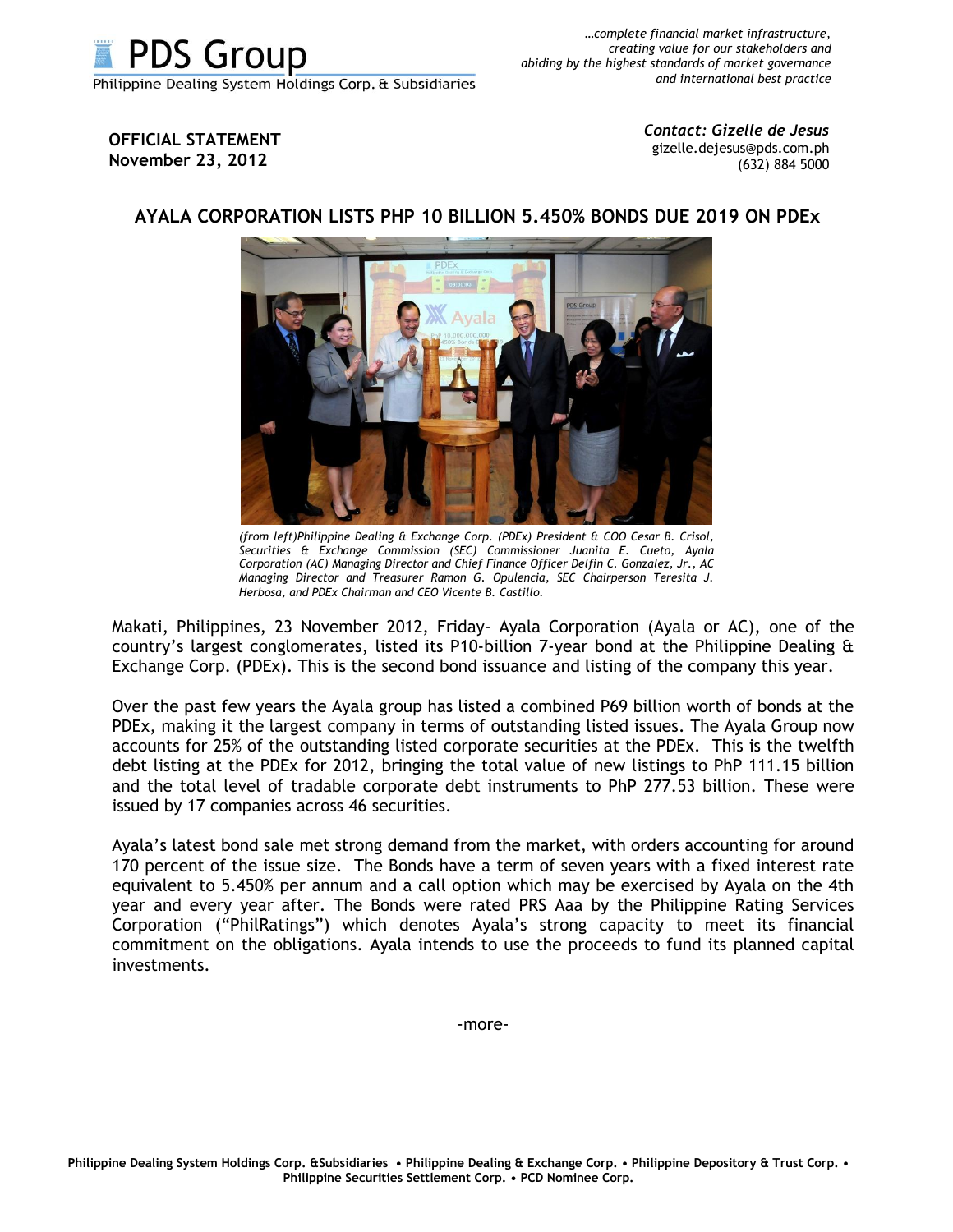PDS Group
Philippine Dealing System Holdings Corp. & Subsidiaries

*…complete financial market infrastructure, creating value for our stakeholders and abiding by the highest standards of market governance and international best practice*

**OFFICIAL STATEMENT**
**November 23, 2012**

***Contact: Gizelle de Jesus***
gizelle.dejesus@pds.com.ph
(632) 884 5000

## AYALA CORPORATION LISTS PHP 10 BILLION 5.450% BONDS DUE 2019 ON PDEx

*(from left)Philippine Dealing & Exchange Corp. (PDEx) President & COO Cesar B. Crisol, Securities & Exchange Commission (SEC) Commissioner Juanita E. Cueto, Ayala Corporation (AC) Managing Director and Chief Finance Officer Delfin C. Gonzalez, Jr., AC Managing Director and Treasurer Ramon G. Opulencia, SEC Chairperson Teresita J. Herbosa, and PDEx Chairman and CEO Vicente B. Castillo.*

Makati, Philippines, 23 November 2012, Friday- Ayala Corporation (Ayala or AC), one of the country's largest conglomerates, listed its P10-billion 7-year bond at the Philippine Dealing & Exchange Corp. (PDEx). This is the second bond issuance and listing of the company this year.

Over the past few years the Ayala group has listed a combined P69 billion worth of bonds at the PDEx, making it the largest company in terms of outstanding listed issues. The Ayala Group now accounts for 25% of the outstanding listed corporate securities at the PDEx. This is the twelfth debt listing at the PDEx for 2012, bringing the total value of new listings to PhP 111.15 billion and the total level of tradable corporate debt instruments to PhP 277.53 billion. These were issued by 17 companies across 46 securities.

Ayala's latest bond sale met strong demand from the market, with orders accounting for around 170 percent of the issue size. The Bonds have a term of seven years with a fixed interest rate equivalent to 5.450% per annum and a call option which may be exercised by Ayala on the 4th year and every year after. The Bonds were rated PRS Aaa by the Philippine Rating Services Corporation ("PhilRatings") which denotes Ayala's strong capacity to meet its financial commitment on the obligations. Ayala intends to use the proceeds to fund its planned capital investments.

-more-

**Philippine Dealing System Holdings Corp. &Subsidiaries • Philippine Dealing & Exchange Corp. • Philippine Depository & Trust Corp. • Philippine Securities Settlement Corp. • PCD Nominee Corp.**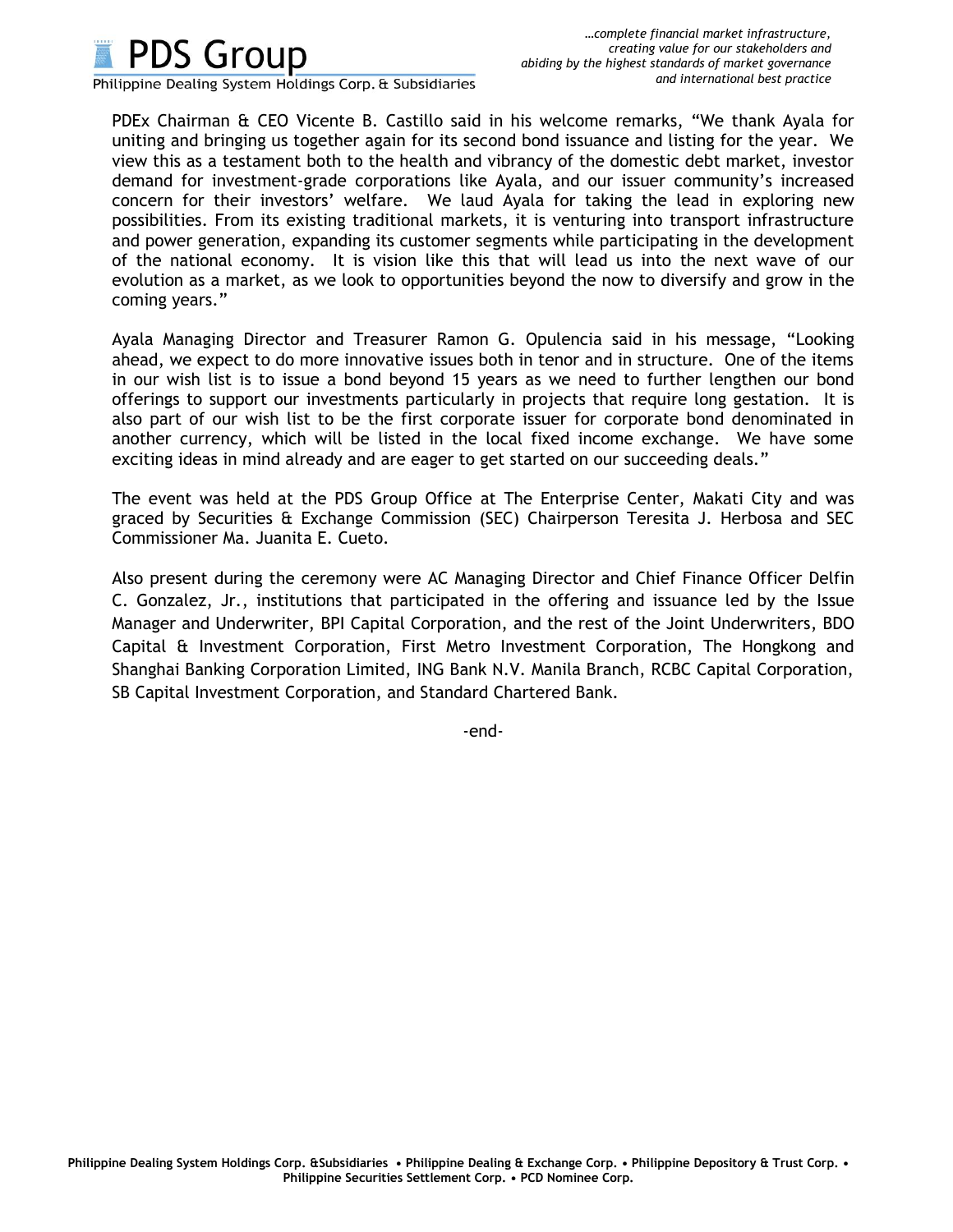PDEx Chairman & CEO Vicente B. Castillo said in his welcome remarks, "We thank Ayala for uniting and bringing us together again for its second bond issuance and listing for the year. We view this as a testament both to the health and vibrancy of the domestic debt market, investor demand for investment-grade corporations like Ayala, and our issuer community's increased concern for their investors' welfare. We laud Ayala for taking the lead in exploring new possibilities. From its existing traditional markets, it is venturing into transport infrastructure and power generation, expanding its customer segments while participating in the development of the national economy. It is vision like this that will lead us into the next wave of our evolution as a market, as we look to opportunities beyond the now to diversify and grow in the coming years."

Ayala Managing Director and Treasurer Ramon G. Opulencia said in his message, "Looking ahead, we expect to do more innovative issues both in tenor and in structure. One of the items in our wish list is to issue a bond beyond 15 years as we need to further lengthen our bond offerings to support our investments particularly in projects that require long gestation. It is also part of our wish list to be the first corporate issuer for corporate bond denominated in another currency, which will be listed in the local fixed income exchange. We have some exciting ideas in mind already and are eager to get started on our succeeding deals."

The event was held at the PDS Group Office at The Enterprise Center, Makati City and was graced by Securities & Exchange Commission (SEC) Chairperson Teresita J. Herbosa and SEC Commissioner Ma. Juanita E. Cueto.

Also present during the ceremony were AC Managing Director and Chief Finance Officer Delfin C. Gonzalez, Jr., institutions that participated in the offering and issuance led by the Issue Manager and Underwriter, BPI Capital Corporation, and the rest of the Joint Underwriters, BDO Capital & Investment Corporation, First Metro Investment Corporation, The Hongkong and Shanghai Banking Corporation Limited, ING Bank N.V. Manila Branch, RCBC Capital Corporation, SB Capital Investment Corporation, and Standard Chartered Bank.

-end-